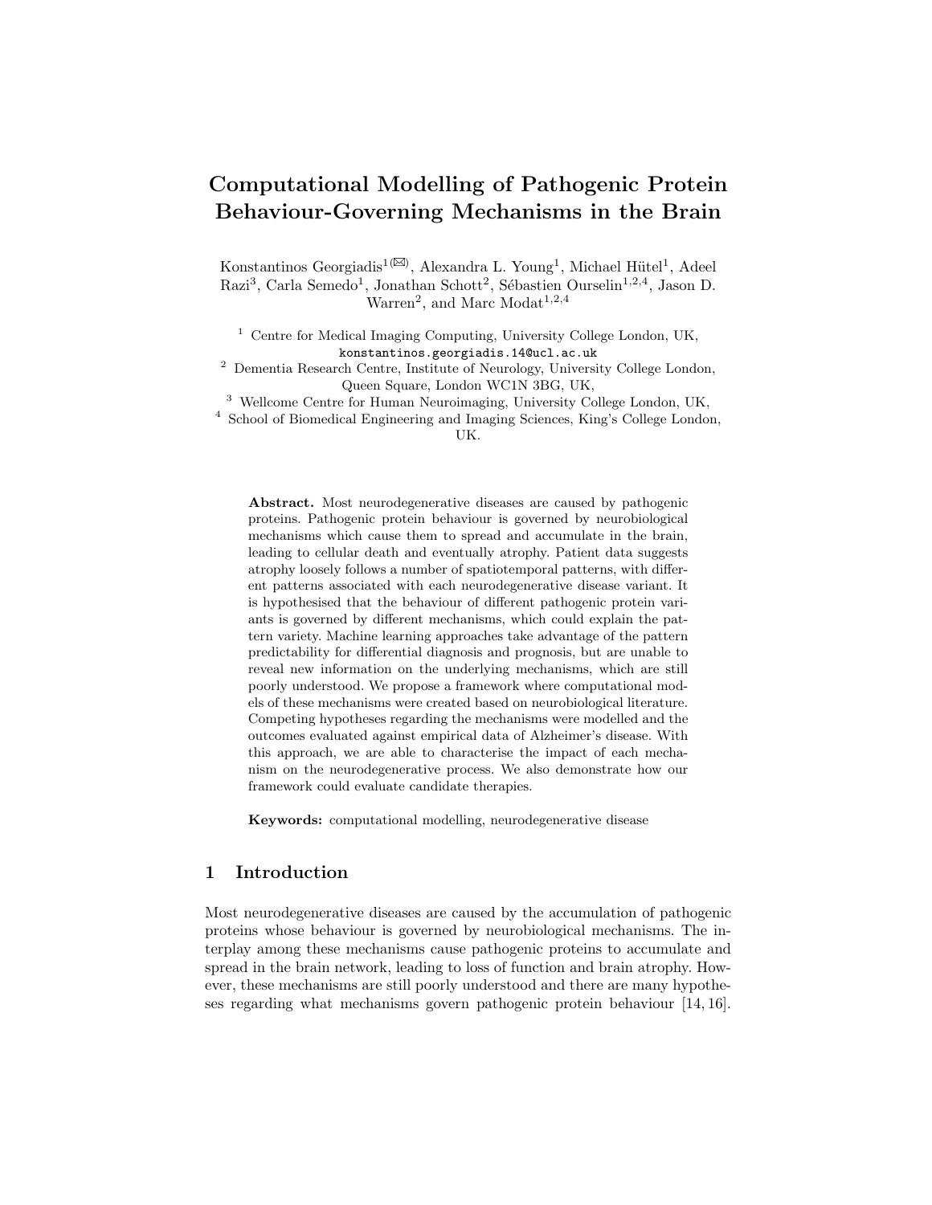# Computational Modelling of Pathogenic Protein Behaviour-Governing Mechanisms in the Brain

Konstantinos Georgiadis[1(✉)], Alexandra L. Young[1], Michael Hütel[1], Adeel Razi[3], Carla Semedo[1], Jonathan Schott[2], Sébastien Ourselin[1,2,4], Jason D. Warren[2], and Marc Modat[1,2,4]

[1] Centre for Medical Imaging Computing, University College London, UK, `konstantinos.georgiadis.14@ucl.ac.uk`
[2] Dementia Research Centre, Institute of Neurology, University College London, Queen Square, London WC1N 3BG, UK,
[3] Wellcome Centre for Human Neuroimaging, University College London, UK,
[4] School of Biomedical Engineering and Imaging Sciences, King's College London, UK.

**Abstract.** Most neurodegenerative diseases are caused by pathogenic proteins. Pathogenic protein behaviour is governed by neurobiological mechanisms which cause them to spread and accumulate in the brain, leading to cellular death and eventually atrophy. Patient data suggests atrophy loosely follows a number of spatiotemporal patterns, with different patterns associated with each neurodegenerative disease variant. It is hypothesised that the behaviour of different pathogenic protein variants is governed by different mechanisms, which could explain the pattern variety. Machine learning approaches take advantage of the pattern predictability for differential diagnosis and prognosis, but are unable to reveal new information on the underlying mechanisms, which are still poorly understood. We propose a framework where computational models of these mechanisms were created based on neurobiological literature. Competing hypotheses regarding the mechanisms were modelled and the outcomes evaluated against empirical data of Alzheimer's disease. With this approach, we are able to characterise the impact of each mechanism on the neurodegenerative process. We also demonstrate how our framework could evaluate candidate therapies.

**Keywords:** computational modelling, neurodegenerative disease

## 1 Introduction

Most neurodegenerative diseases are caused by the accumulation of pathogenic proteins whose behaviour is governed by neurobiological mechanisms. The interplay among these mechanisms cause pathogenic proteins to accumulate and spread in the brain network, leading to loss of function and brain atrophy. However, these mechanisms are still poorly understood and there are many hypotheses regarding what mechanisms govern pathogenic protein behaviour [14, 16].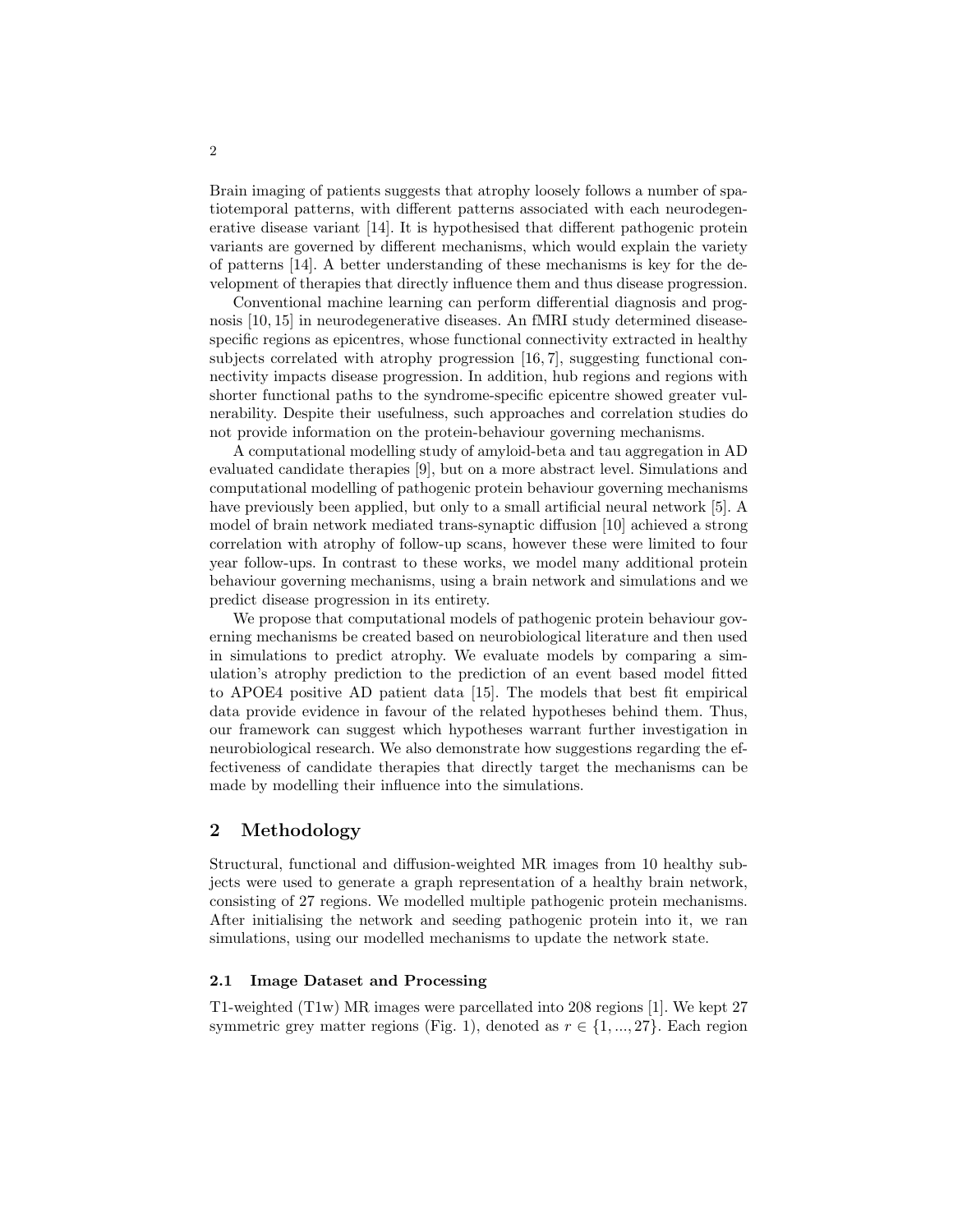Brain imaging of patients suggests that atrophy loosely follows a number of spatiotemporal patterns, with different patterns associated with each neurodegenerative disease variant [14]. It is hypothesised that different pathogenic protein variants are governed by different mechanisms, which would explain the variety of patterns [14]. A better understanding of these mechanisms is key for the development of therapies that directly influence them and thus disease progression.

Conventional machine learning can perform differential diagnosis and prognosis [10, 15] in neurodegenerative diseases. An fMRI study determined disease-specific regions as epicentres, whose functional connectivity extracted in healthy subjects correlated with atrophy progression [16, 7], suggesting functional connectivity impacts disease progression. In addition, hub regions and regions with shorter functional paths to the syndrome-specific epicentre showed greater vulnerability. Despite their usefulness, such approaches and correlation studies do not provide information on the protein-behaviour governing mechanisms.

A computational modelling study of amyloid-beta and tau aggregation in AD evaluated candidate therapies [9], but on a more abstract level. Simulations and computational modelling of pathogenic protein behaviour governing mechanisms have previously been applied, but only to a small artificial neural network [5]. A model of brain network mediated trans-synaptic diffusion [10] achieved a strong correlation with atrophy of follow-up scans, however these were limited to four year follow-ups. In contrast to these works, we model many additional protein behaviour governing mechanisms, using a brain network and simulations and we predict disease progression in its entirety.

We propose that computational models of pathogenic protein behaviour governing mechanisms be created based on neurobiological literature and then used in simulations to predict atrophy. We evaluate models by comparing a simulation's atrophy prediction to the prediction of an event based model fitted to APOE4 positive AD patient data [15]. The models that best fit empirical data provide evidence in favour of the related hypotheses behind them. Thus, our framework can suggest which hypotheses warrant further investigation in neurobiological research. We also demonstrate how suggestions regarding the effectiveness of candidate therapies that directly target the mechanisms can be made by modelling their influence into the simulations.

## 2 Methodology

Structural, functional and diffusion-weighted MR images from 10 healthy subjects were used to generate a graph representation of a healthy brain network, consisting of 27 regions. We modelled multiple pathogenic protein mechanisms. After initialising the network and seeding pathogenic protein into it, we ran simulations, using our modelled mechanisms to update the network state.

### 2.1 Image Dataset and Processing

T1-weighted (T1w) MR images were parcellated into 208 regions [1]. We kept 27 symmetric grey matter regions (Fig. 1), denoted as $r \in \{1, ..., 27\}$. Each region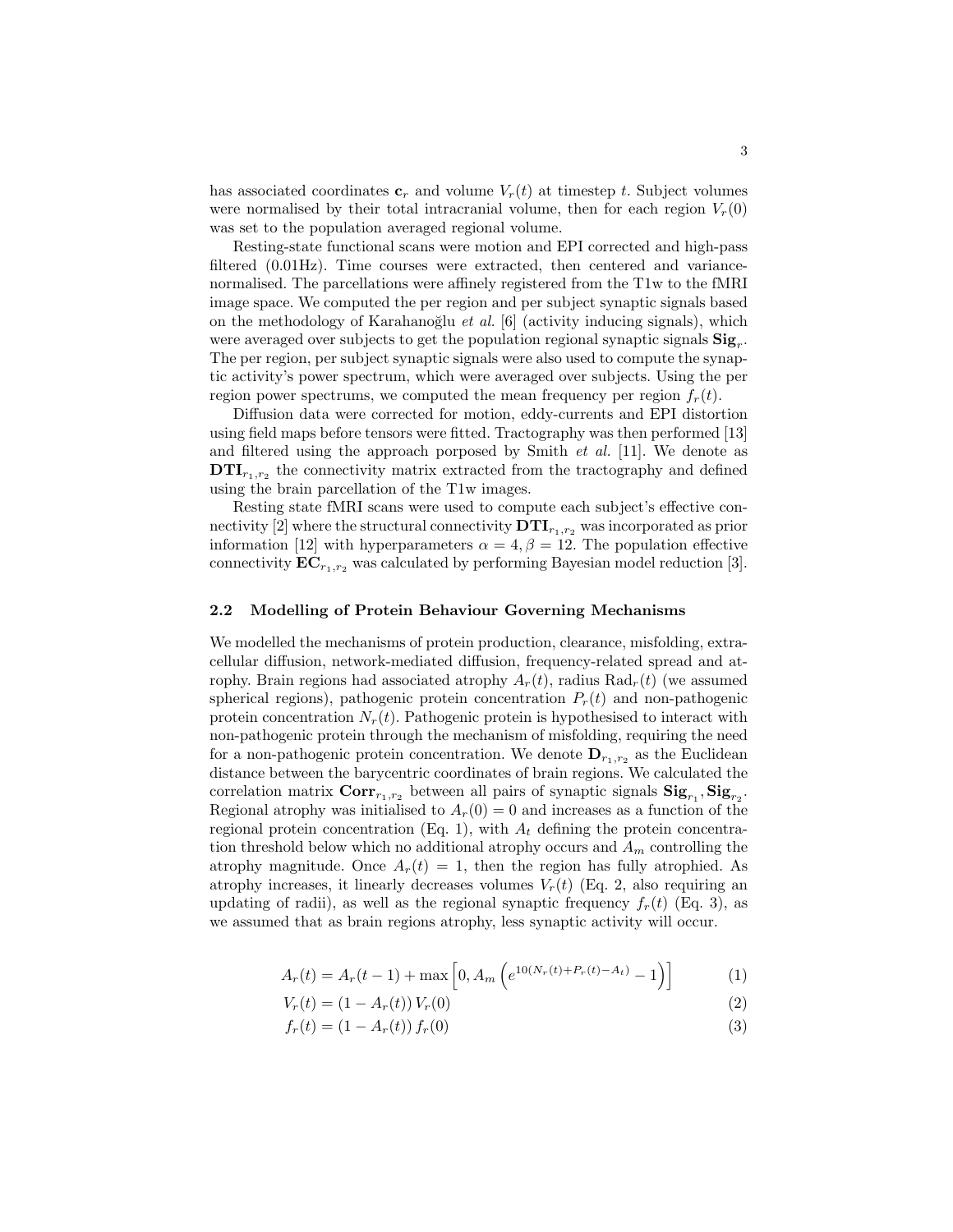has associated coordinates $\mathbf{c}_r$ and volume $V_r(t)$ at timestep $t$. Subject volumes were normalised by their total intracranial volume, then for each region $V_r(0)$ was set to the population averaged regional volume.

Resting-state functional scans were motion and EPI corrected and high-pass filtered (0.01Hz). Time courses were extracted, then centered and variance-normalised. The parcellations were affinely registered from the T1w to the fMRI image space. We computed the per region and per subject synaptic signals based on the methodology of Karahanoğlu *et al.* [6] (activity inducing signals), which were averaged over subjects to get the population regional synaptic signals $\mathbf{Sig}_r$. The per region, per subject synaptic signals were also used to compute the synaptic activity's power spectrum, which were averaged over subjects. Using the per region power spectrums, we computed the mean frequency per region $f_r(t)$.

Diffusion data were corrected for motion, eddy-currents and EPI distortion using field maps before tensors were fitted. Tractography was then performed [13] and filtered using the approach porposed by Smith *et al.* [11]. We denote as $\mathbf{DTI}_{r_1,r_2}$ the connectivity matrix extracted from the tractography and defined using the brain parcellation of the T1w images.

Resting state fMRI scans were used to compute each subject's effective connectivity [2] where the structural connectivity $\mathbf{DTI}_{r_1,r_2}$ was incorporated as prior information [12] with hyperparameters $\alpha = 4, \beta = 12$. The population effective connectivity $\mathbf{EC}_{r_1,r_2}$ was calculated by performing Bayesian model reduction [3].

### 2.2 Modelling of Protein Behaviour Governing Mechanisms

We modelled the mechanisms of protein production, clearance, misfolding, extracellular diffusion, network-mediated diffusion, frequency-related spread and atrophy. Brain regions had associated atrophy $A_r(t)$, radius $\text{Rad}_r(t)$ (we assumed spherical regions), pathogenic protein concentration $P_r(t)$ and non-pathogenic protein concentration $N_r(t)$. Pathogenic protein is hypothesised to interact with non-pathogenic protein through the mechanism of misfolding, requiring the need for a non-pathogenic protein concentration. We denote $\mathbf{D}_{r_1,r_2}$ as the Euclidean distance between the barycentric coordinates of brain regions. We calculated the correlation matrix $\mathbf{Corr}_{r_1,r_2}$ between all pairs of synaptic signals $\mathbf{Sig}_{r_1}, \mathbf{Sig}_{r_2}$. Regional atrophy was initialised to $A_r(0) = 0$ and increases as a function of the regional protein concentration (Eq. 1), with $A_t$ defining the protein concentration threshold below which no additional atrophy occurs and $A_m$ controlling the atrophy magnitude. Once $A_r(t) = 1$, then the region has fully atrophied. As atrophy increases, it linearly decreases volumes $V_r(t)$ (Eq. 2, also requiring an updating of radii), as well as the regional synaptic frequency $f_r(t)$ (Eq. 3), as we assumed that as brain regions atrophy, less synaptic activity will occur.

$$A_r(t) = A_r(t-1) + \max\left[0, A_m \left(e^{10(N_r(t)+P_r(t)-A_t)} - 1\right)\right] \tag{1}$$

$$V_r(t) = (1 - A_r(t))\, V_r(0) \tag{2}$$

$$f_r(t) = (1 - A_r(t))\, f_r(0) \tag{3}$$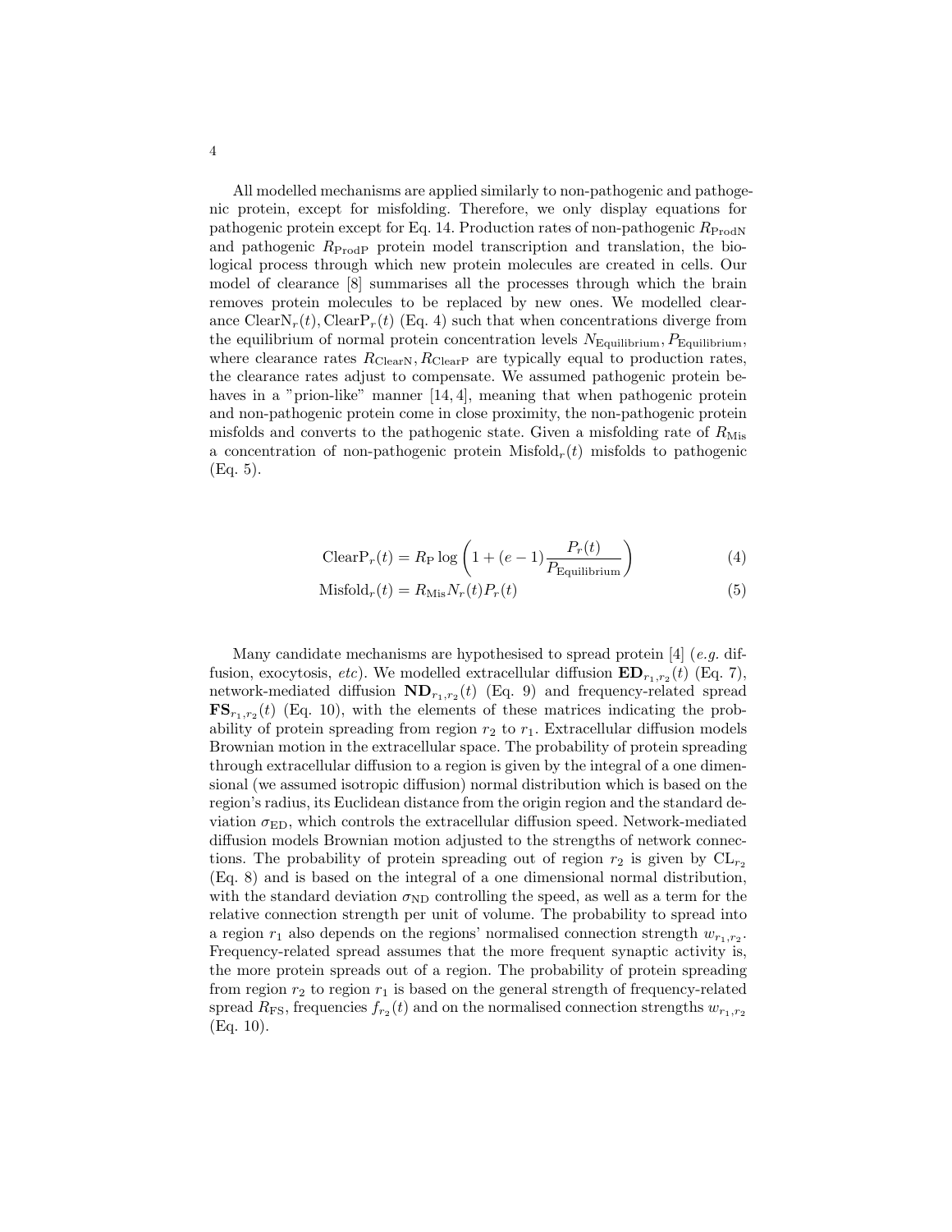All modelled mechanisms are applied similarly to non-pathogenic and pathogenic protein, except for misfolding. Therefore, we only display equations for pathogenic protein except for Eq. 14. Production rates of non-pathogenic $R_{\text{ProdN}}$ and pathogenic $R_{\text{ProdP}}$ protein model transcription and translation, the biological process through which new protein molecules are created in cells. Our model of clearance [8] summarises all the processes through which the brain removes protein molecules to be replaced by new ones. We modelled clearance $\text{ClearN}_r(t), \text{ClearP}_r(t)$ (Eq. 4) such that when concentrations diverge from the equilibrium of normal protein concentration levels $N_{\text{Equilibrium}}, P_{\text{Equilibrium}}$, where clearance rates $R_{\text{ClearN}}, R_{\text{ClearP}}$ are typically equal to production rates, the clearance rates adjust to compensate. We assumed pathogenic protein behaves in a "prion-like" manner [14, 4], meaning that when pathogenic protein and non-pathogenic protein come in close proximity, the non-pathogenic protein misfolds and converts to the pathogenic state. Given a misfolding rate of $R_{\text{Mis}}$ a concentration of non-pathogenic protein $\text{Misfold}_r(t)$ misfolds to pathogenic (Eq. 5).

$$\text{ClearP}_r(t) = R_{\text{P}} \log \left( 1 + (e - 1) \frac{P_r(t)}{P_{\text{Equilibrium}}} \right) \tag{4}$$

$$\text{Misfold}_r(t) = R_{\text{Mis}} N_r(t) P_r(t) \tag{5}$$

Many candidate mechanisms are hypothesised to spread protein [4] (*e.g.* diffusion, exocytosis, *etc*). We modelled extracellular diffusion $\mathbf{ED}_{r_1,r_2}(t)$ (Eq. 7), network-mediated diffusion $\mathbf{ND}_{r_1,r_2}(t)$ (Eq. 9) and frequency-related spread $\mathbf{FS}_{r_1,r_2}(t)$ (Eq. 10), with the elements of these matrices indicating the probability of protein spreading from region $r_2$ to $r_1$. Extracellular diffusion models Brownian motion in the extracellular space. The probability of protein spreading through extracellular diffusion to a region is given by the integral of a one dimensional (we assumed isotropic diffusion) normal distribution which is based on the region's radius, its Euclidean distance from the origin region and the standard deviation $\sigma_{\text{ED}}$, which controls the extracellular diffusion speed. Network-mediated diffusion models Brownian motion adjusted to the strengths of network connections. The probability of protein spreading out of region $r_2$ is given by $\text{CL}_{r_2}$ (Eq. 8) and is based on the integral of a one dimensional normal distribution, with the standard deviation $\sigma_{\text{ND}}$ controlling the speed, as well as a term for the relative connection strength per unit of volume. The probability to spread into a region $r_1$ also depends on the regions' normalised connection strength $w_{r_1,r_2}$. Frequency-related spread assumes that the more frequent synaptic activity is, the more protein spreads out of a region. The probability of protein spreading from region $r_2$ to region $r_1$ is based on the general strength of frequency-related spread $R_{\text{FS}}$, frequencies $f_{r_2}(t)$ and on the normalised connection strengths $w_{r_1,r_2}$ (Eq. 10).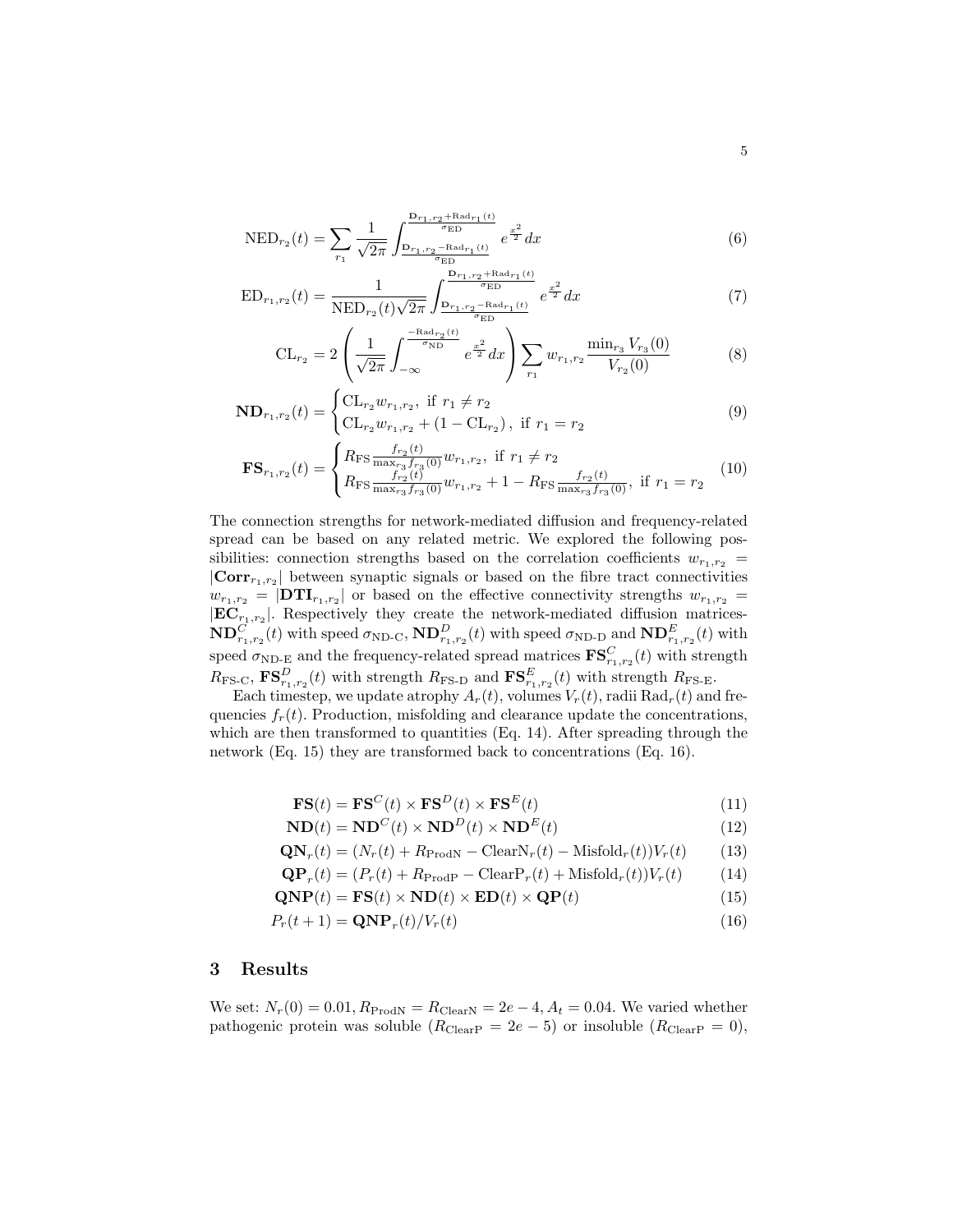$$\mathrm{NED}_{r_2}(t) = \sum_{r_1} \frac{1}{\sqrt{2\pi}} \int_{\frac{\mathbf{D}_{r_1,r_2} - \mathrm{Rad}_{r_1}(t)}{\sigma_{\mathrm{ED}}}}^{\frac{\mathbf{D}_{r_1,r_2} + \mathrm{Rad}_{r_1}(t)}{\sigma_{\mathrm{ED}}}} e^{\frac{x^2}{2}} dx \tag{6}$$

$$\mathrm{ED}_{r_1,r_2}(t) = \frac{1}{\mathrm{NED}_{r_2}(t)\sqrt{2\pi}} \int_{\frac{\mathbf{D}_{r_1,r_2} - \mathrm{Rad}_{r_1}(t)}{\sigma_{\mathrm{ED}}}}^{\frac{\mathbf{D}_{r_1,r_2} + \mathrm{Rad}_{r_1}(t)}{\sigma_{\mathrm{ED}}}} e^{\frac{x^2}{2}} dx \tag{7}$$

$$\mathrm{CL}_{r_2} = 2 \left( \frac{1}{\sqrt{2\pi}} \int_{-\infty}^{\frac{-\mathrm{Rad}_{r_2}(t)}{\sigma_{\mathrm{ND}}}} e^{\frac{x^2}{2}} dx \right) \sum_{r_1} w_{r_1,r_2} \frac{\min_{r_3} V_{r_3}(0)}{V_{r_2}(0)} \tag{8}$$

$$\mathbf{ND}_{r_1,r_2}(t) = \begin{cases} \mathrm{CL}_{r_2} w_{r_1,r_2}, \text{ if } r_1 \neq r_2 \\ \mathrm{CL}_{r_2} w_{r_1,r_2} + (1 - \mathrm{CL}_{r_2}), \text{ if } r_1 = r_2 \end{cases} \tag{9}$$

$$\mathbf{FS}_{r_1,r_2}(t) = \begin{cases} R_{\mathrm{FS}} \frac{f_{r_2}(t)}{\max_{r_3} f_{r_3}(0)} w_{r_1,r_2}, \text{ if } r_1 \neq r_2 \\ R_{\mathrm{FS}} \frac{f_{r_2}(t)}{\max_{r_3} f_{r_3}(0)} w_{r_1,r_2} + 1 - R_{\mathrm{FS}} \frac{f_{r_2}(t)}{\max_{r_3} f_{r_3}(0)}, \text{ if } r_1 = r_2 \end{cases} \tag{10}$$

The connection strengths for network-mediated diffusion and frequency-related spread can be based on any related metric. We explored the following possibilities: connection strengths based on the correlation coefficients $w_{r_1,r_2} = |\mathbf{Corr}_{r_1,r_2}|$ between synaptic signals or based on the fibre tract connectivities $w_{r_1,r_2} = |\mathbf{DTI}_{r_1,r_2}|$ or based on the effective connectivity strengths $w_{r_1,r_2} = |\mathbf{EC}_{r_1,r_2}|$. Respectively they create the network-mediated diffusion matrices- $\mathbf{ND}^C_{r_1,r_2}(t)$ with speed $\sigma_{\text{ND-C}}$, $\mathbf{ND}^D_{r_1,r_2}(t)$ with speed $\sigma_{\text{ND-D}}$ and $\mathbf{ND}^E_{r_1,r_2}(t)$ with speed $\sigma_{\text{ND-E}}$ and the frequency-related spread matrices $\mathbf{FS}^C_{r_1,r_2}(t)$ with strength $R_{\text{FS-C}}$, $\mathbf{FS}^D_{r_1,r_2}(t)$ with strength $R_{\text{FS-D}}$ and $\mathbf{FS}^E_{r_1,r_2}(t)$ with strength $R_{\text{FS-E}}$.

Each timestep, we update atrophy $A_r(t)$, volumes $V_r(t)$, radii $\mathrm{Rad}_r(t)$ and frequencies $f_r(t)$. Production, misfolding and clearance update the concentrations, which are then transformed to quantities (Eq. 14). After spreading through the network (Eq. 15) they are transformed back to concentrations (Eq. 16).

$$\mathbf{FS}(t) = \mathbf{FS}^C(t) \times \mathbf{FS}^D(t) \times \mathbf{FS}^E(t) \tag{11}$$

$$\mathbf{ND}(t) = \mathbf{ND}^C(t) \times \mathbf{ND}^D(t) \times \mathbf{ND}^E(t) \tag{12}$$

$$\mathbf{QN}_r(t) = (N_r(t) + R_{\mathrm{ProdN}} - \mathrm{ClearN}_r(t) - \mathrm{Misfold}_r(t)) V_r(t) \tag{13}$$

$$\mathbf{QP}_r(t) = (P_r(t) + R_{\mathrm{ProdP}} - \mathrm{ClearP}_r(t) + \mathrm{Misfold}_r(t)) V_r(t) \tag{14}$$

$$\mathbf{QNP}(t) = \mathbf{FS}(t) \times \mathbf{ND}(t) \times \mathbf{ED}(t) \times \mathbf{QP}(t) \tag{15}$$

$$P_r(t+1) = \mathbf{QNP}_r(t) / V_r(t) \tag{16}$$

## 3 Results

We set: $N_r(0) = 0.01, R_{\mathrm{ProdN}} = R_{\mathrm{ClearN}} = 2e-4, A_t = 0.04$. We varied whether pathogenic protein was soluble ($R_{\mathrm{ClearP}} = 2e-5$) or insoluble ($R_{\mathrm{ClearP}} = 0$),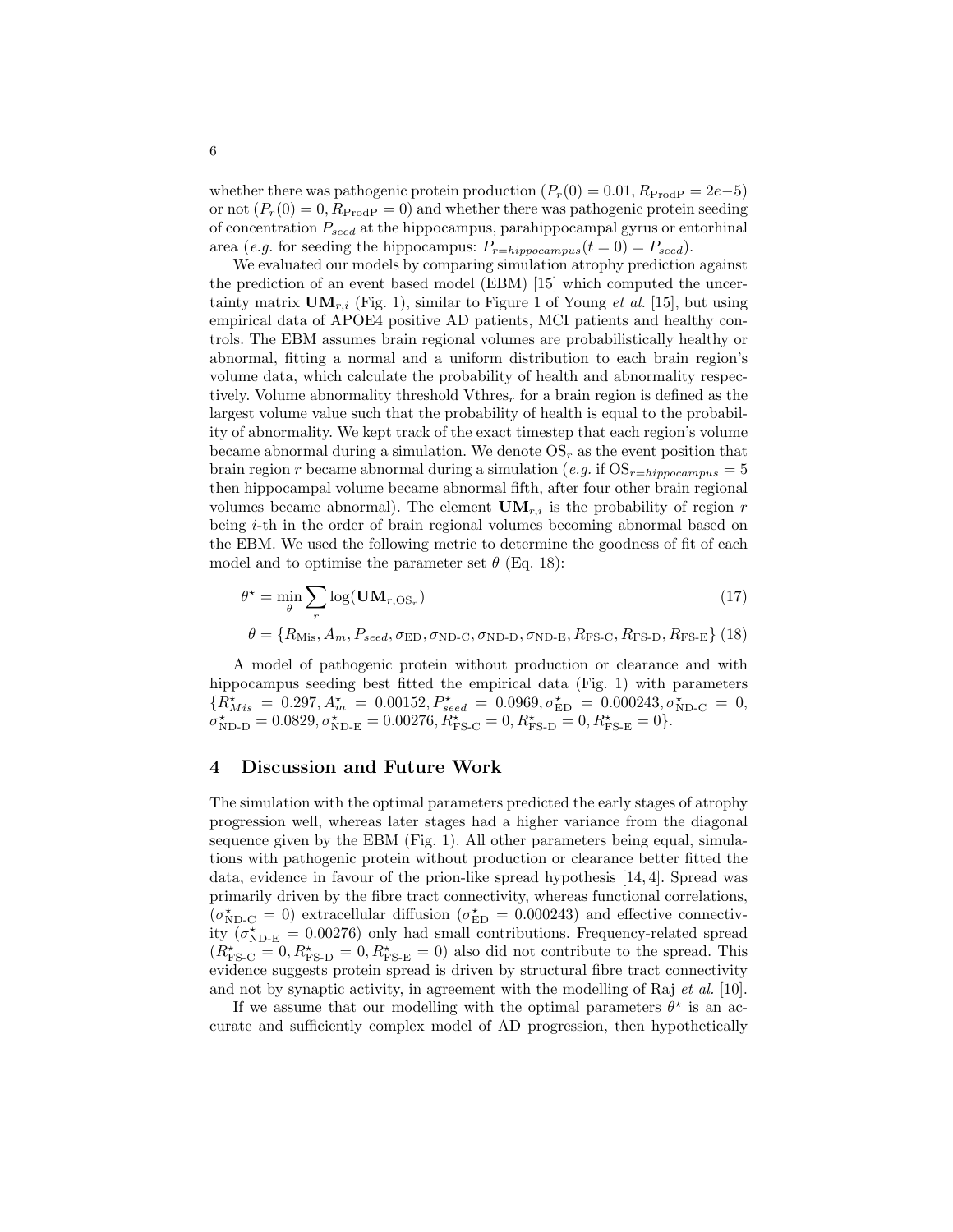whether there was pathogenic protein production ($P_r(0) = 0.01, R_{\text{ProdP}} = 2e{-5}$) or not ($P_r(0) = 0, R_{\text{ProdP}} = 0$) and whether there was pathogenic protein seeding of concentration $P_{seed}$ at the hippocampus, parahippocampal gyrus or entorhinal area (*e.g.* for seeding the hippocampus: $P_{r=hippocampus}(t = 0) = P_{seed}$).

We evaluated our models by comparing simulation atrophy prediction against the prediction of an event based model (EBM) [15] which computed the uncertainty matrix $\mathbf{UM}_{r,i}$ (Fig. 1), similar to Figure 1 of Young *et al.* [15], but using empirical data of APOE4 positive AD patients, MCI patients and healthy controls. The EBM assumes brain regional volumes are probabilistically healthy or abnormal, fitting a normal and a uniform distribution to each brain region's volume data, which calculate the probability of health and abnormality respectively. Volume abnormality threshold $\text{Vthres}_r$ for a brain region is defined as the largest volume value such that the probability of health is equal to the probability of abnormality. We kept track of the exact timestep that each region's volume became abnormal during a simulation. We denote $\text{OS}_r$ as the event position that brain region $r$ became abnormal during a simulation (*e.g.* if $\text{OS}_{r=hippocampus} = 5$ then hippocampal volume became abnormal fifth, after four other brain regional volumes became abnormal). The element $\mathbf{UM}_{r,i}$ is the probability of region $r$ being $i$-th in the order of brain regional volumes becoming abnormal based on the EBM. We used the following metric to determine the goodness of fit of each model and to optimise the parameter set $\theta$ (Eq. 18):

$$\theta^{\star} = \min_{\theta} \sum_{r} \log(\mathbf{UM}_{r,\text{OS}_r}) \tag{17}$$

$$\theta = \{R_{\text{Mis}}, A_m, P_{seed}, \sigma_{\text{ED}}, \sigma_{\text{ND-C}}, \sigma_{\text{ND-D}}, \sigma_{\text{ND-E}}, R_{\text{FS-C}}, R_{\text{FS-D}}, R_{\text{FS-E}}\} \tag{18}$$

A model of pathogenic protein without production or clearance and with hippocampus seeding best fitted the empirical data (Fig. 1) with parameters $\{R^{\star}_{Mis} = 0.297, A^{\star}_{m} = 0.00152, P^{\star}_{seed} = 0.0969, \sigma^{\star}_{\text{ED}} = 0.000243, \sigma^{\star}_{\text{ND-C}} = 0, \sigma^{\star}_{\text{ND-D}} = 0.0829, \sigma^{\star}_{\text{ND-E}} = 0.00276, R^{\star}_{\text{FS-C}} = 0, R^{\star}_{\text{FS-D}} = 0, R^{\star}_{\text{FS-E}} = 0\}$.

## 4 Discussion and Future Work

The simulation with the optimal parameters predicted the early stages of atrophy progression well, whereas later stages had a higher variance from the diagonal sequence given by the EBM (Fig. 1). All other parameters being equal, simulations with pathogenic protein without production or clearance better fitted the data, evidence in favour of the prion-like spread hypothesis [14, 4]. Spread was primarily driven by the fibre tract connectivity, whereas functional correlations, ($\sigma^{\star}_{\text{ND-C}} = 0$) extracellular diffusion ($\sigma^{\star}_{\text{ED}} = 0.000243$) and effective connectivity ($\sigma^{\star}_{\text{ND-E}} = 0.00276$) only had small contributions. Frequency-related spread ($R^{\star}_{\text{FS-C}} = 0, R^{\star}_{\text{FS-D}} = 0, R^{\star}_{\text{FS-E}} = 0$) also did not contribute to the spread. This evidence suggests protein spread is driven by structural fibre tract connectivity and not by synaptic activity, in agreement with the modelling of Raj *et al.* [10].

If we assume that our modelling with the optimal parameters $\theta^{\star}$ is an accurate and sufficiently complex model of AD progression, then hypothetically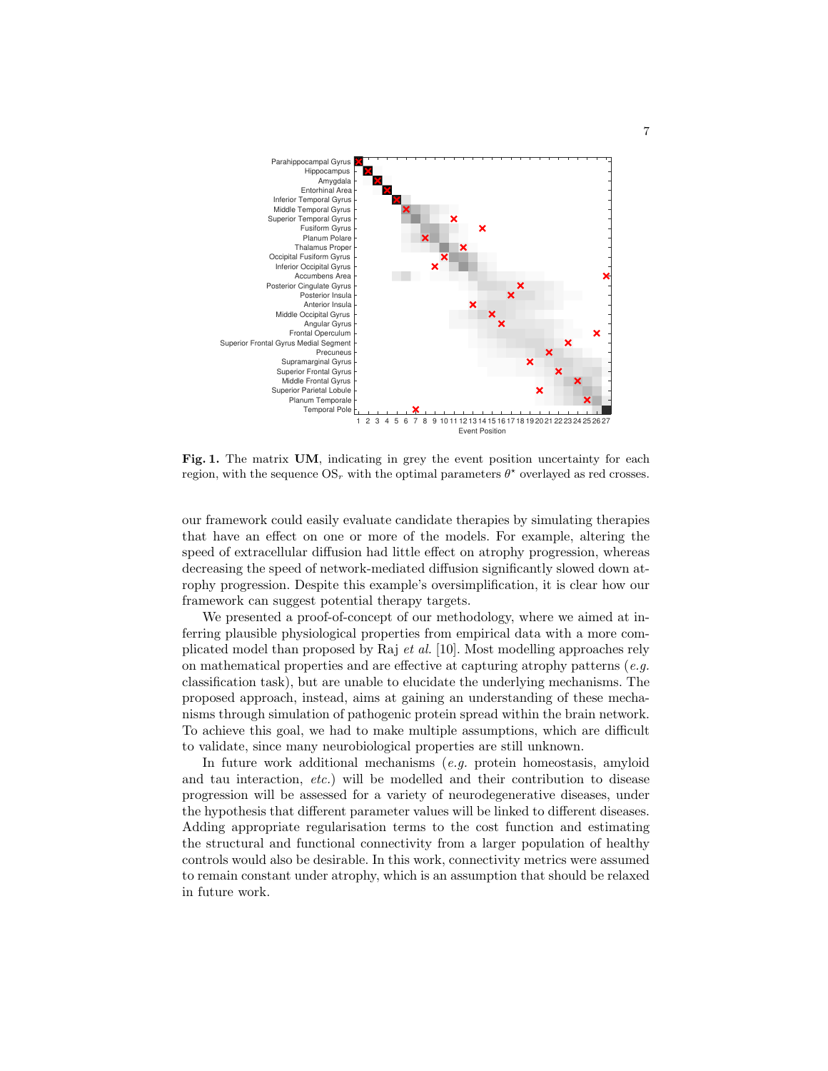**Fig. 1.** The matrix **UM**, indicating in grey the event position uncertainty for each region, with the sequence $\mathrm{OS}_r$ with the optimal parameters $\theta^\star$ overlayed as red crosses.

our framework could easily evaluate candidate therapies by simulating therapies that have an effect on one or more of the models. For example, altering the speed of extracellular diffusion had little effect on atrophy progression, whereas decreasing the speed of network-mediated diffusion significantly slowed down atrophy progression. Despite this example's oversimplification, it is clear how our framework can suggest potential therapy targets.

We presented a proof-of-concept of our methodology, where we aimed at inferring plausible physiological properties from empirical data with a more complicated model than proposed by Raj *et al.* [10]. Most modelling approaches rely on mathematical properties and are effective at capturing atrophy patterns (*e.g.* classification task), but are unable to elucidate the underlying mechanisms. The proposed approach, instead, aims at gaining an understanding of these mechanisms through simulation of pathogenic protein spread within the brain network. To achieve this goal, we had to make multiple assumptions, which are difficult to validate, since many neurobiological properties are still unknown.

In future work additional mechanisms (*e.g.* protein homeostasis, amyloid and tau interaction, *etc.*) will be modelled and their contribution to disease progression will be assessed for a variety of neurodegenerative diseases, under the hypothesis that different parameter values will be linked to different diseases. Adding appropriate regularisation terms to the cost function and estimating the structural and functional connectivity from a larger population of healthy controls would also be desirable. In this work, connectivity metrics were assumed to remain constant under atrophy, which is an assumption that should be relaxed in future work.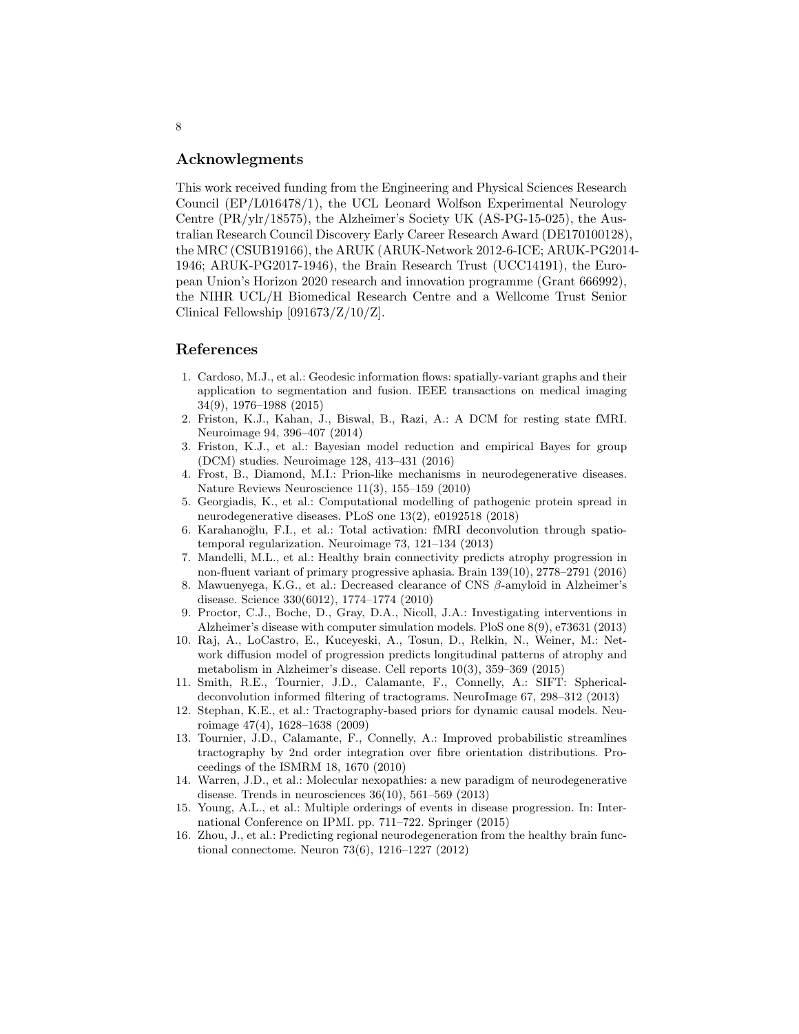## Acknowlegments

This work received funding from the Engineering and Physical Sciences Research Council (EP/L016478/1), the UCL Leonard Wolfson Experimental Neurology Centre (PR/ylr/18575), the Alzheimer's Society UK (AS-PG-15-025), the Australian Research Council Discovery Early Career Research Award (DE170100128), the MRC (CSUB19166), the ARUK (ARUK-Network 2012-6-ICE; ARUK-PG2014-1946; ARUK-PG2017-1946), the Brain Research Trust (UCC14191), the European Union's Horizon 2020 research and innovation programme (Grant 666992), the NIHR UCL/H Biomedical Research Centre and a Wellcome Trust Senior Clinical Fellowship [091673/Z/10/Z].

## References

1. Cardoso, M.J., et al.: Geodesic information flows: spatially-variant graphs and their application to segmentation and fusion. IEEE transactions on medical imaging 34(9), 1976–1988 (2015)
2. Friston, K.J., Kahan, J., Biswal, B., Razi, A.: A DCM for resting state fMRI. Neuroimage 94, 396–407 (2014)
3. Friston, K.J., et al.: Bayesian model reduction and empirical Bayes for group (DCM) studies. Neuroimage 128, 413–431 (2016)
4. Frost, B., Diamond, M.I.: Prion-like mechanisms in neurodegenerative diseases. Nature Reviews Neuroscience 11(3), 155–159 (2010)
5. Georgiadis, K., et al.: Computational modelling of pathogenic protein spread in neurodegenerative diseases. PLoS one 13(2), e0192518 (2018)
6. Karahanoğlu, F.I., et al.: Total activation: fMRI deconvolution through spatio-temporal regularization. Neuroimage 73, 121–134 (2013)
7. Mandelli, M.L., et al.: Healthy brain connectivity predicts atrophy progression in non-fluent variant of primary progressive aphasia. Brain 139(10), 2778–2791 (2016)
8. Mawuenyega, K.G., et al.: Decreased clearance of CNS $\beta$-amyloid in Alzheimer's disease. Science 330(6012), 1774–1774 (2010)
9. Proctor, C.J., Boche, D., Gray, D.A., Nicoll, J.A.: Investigating interventions in Alzheimer's disease with computer simulation models. PloS one 8(9), e73631 (2013)
10. Raj, A., LoCastro, E., Kuceyeski, A., Tosun, D., Relkin, N., Weiner, M.: Network diffusion model of progression predicts longitudinal patterns of atrophy and metabolism in Alzheimer's disease. Cell reports 10(3), 359–369 (2015)
11. Smith, R.E., Tournier, J.D., Calamante, F., Connelly, A.: SIFT: Spherical-deconvolution informed filtering of tractograms. NeuroImage 67, 298–312 (2013)
12. Stephan, K.E., et al.: Tractography-based priors for dynamic causal models. Neuroimage 47(4), 1628–1638 (2009)
13. Tournier, J.D., Calamante, F., Connelly, A.: Improved probabilistic streamlines tractography by 2nd order integration over fibre orientation distributions. Proceedings of the ISMRM 18, 1670 (2010)
14. Warren, J.D., et al.: Molecular nexopathies: a new paradigm of neurodegenerative disease. Trends in neurosciences 36(10), 561–569 (2013)
15. Young, A.L., et al.: Multiple orderings of events in disease progression. In: International Conference on IPMI. pp. 711–722. Springer (2015)
16. Zhou, J., et al.: Predicting regional neurodegeneration from the healthy brain functional connectome. Neuron 73(6), 1216–1227 (2012)